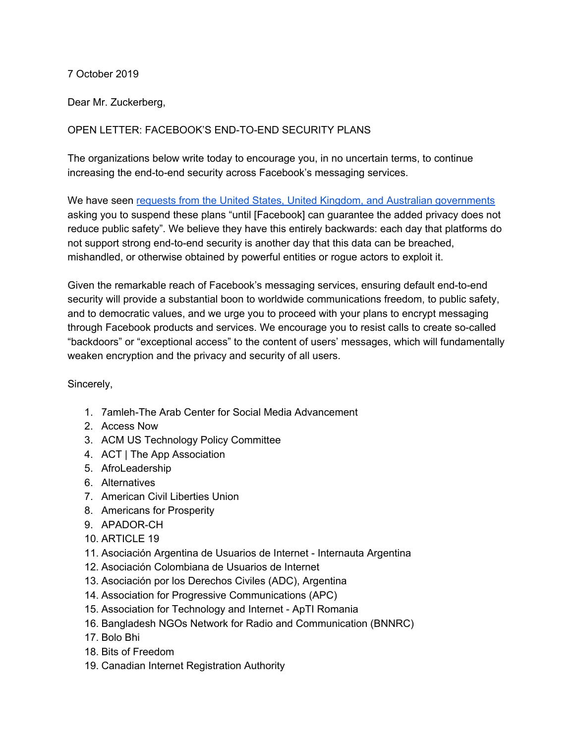7 October 2019

Dear Mr. Zuckerberg,

OPEN LETTER: FACEBOOK'S END-TO-END SECURITY PLANS

The organizations below write today to encourage you, in no uncertain terms, to continue increasing the end-to-end security across Facebook's messaging services.

We have seen requests from the United States, United Kingdom, and Australian governments asking you to suspend these plans "until [Facebook] can guarantee the added privacy does not reduce public safety". We believe they have this entirely backwards: each day that platforms do not support strong end-to-end security is another day that this data can be breached, mishandled, or otherwise obtained by powerful entities or rogue actors to exploit it.

Given the remarkable reach of Facebook's messaging services, ensuring default end-to-end security will provide a substantial boon to worldwide communications freedom, to public safety, and to democratic values, and we urge you to proceed with your plans to encrypt messaging through Facebook products and services. We encourage you to resist calls to create so-called "backdoors" or "exceptional access" to the content of users' messages, which will fundamentally weaken encryption and the privacy and security of all users.

Sincerely,

1. 7amleh-The Arab Center for Social Media Advancement
2. Access Now
3. ACM US Technology Policy Committee
4. ACT | The App Association
5. AfroLeadership
6. Alternatives
7. American Civil Liberties Union
8. Americans for Prosperity
9. APADOR-CH
10. ARTICLE 19
11. Asociación Argentina de Usuarios de Internet - Internauta Argentina
12. Asociación Colombiana de Usuarios de Internet
13. Asociación por los Derechos Civiles (ADC), Argentina
14. Association for Progressive Communications (APC)
15. Association for Technology and Internet - ApTI Romania
16. Bangladesh NGOs Network for Radio and Communication (BNNRC)
17. Bolo Bhi
18. Bits of Freedom
19. Canadian Internet Registration Authority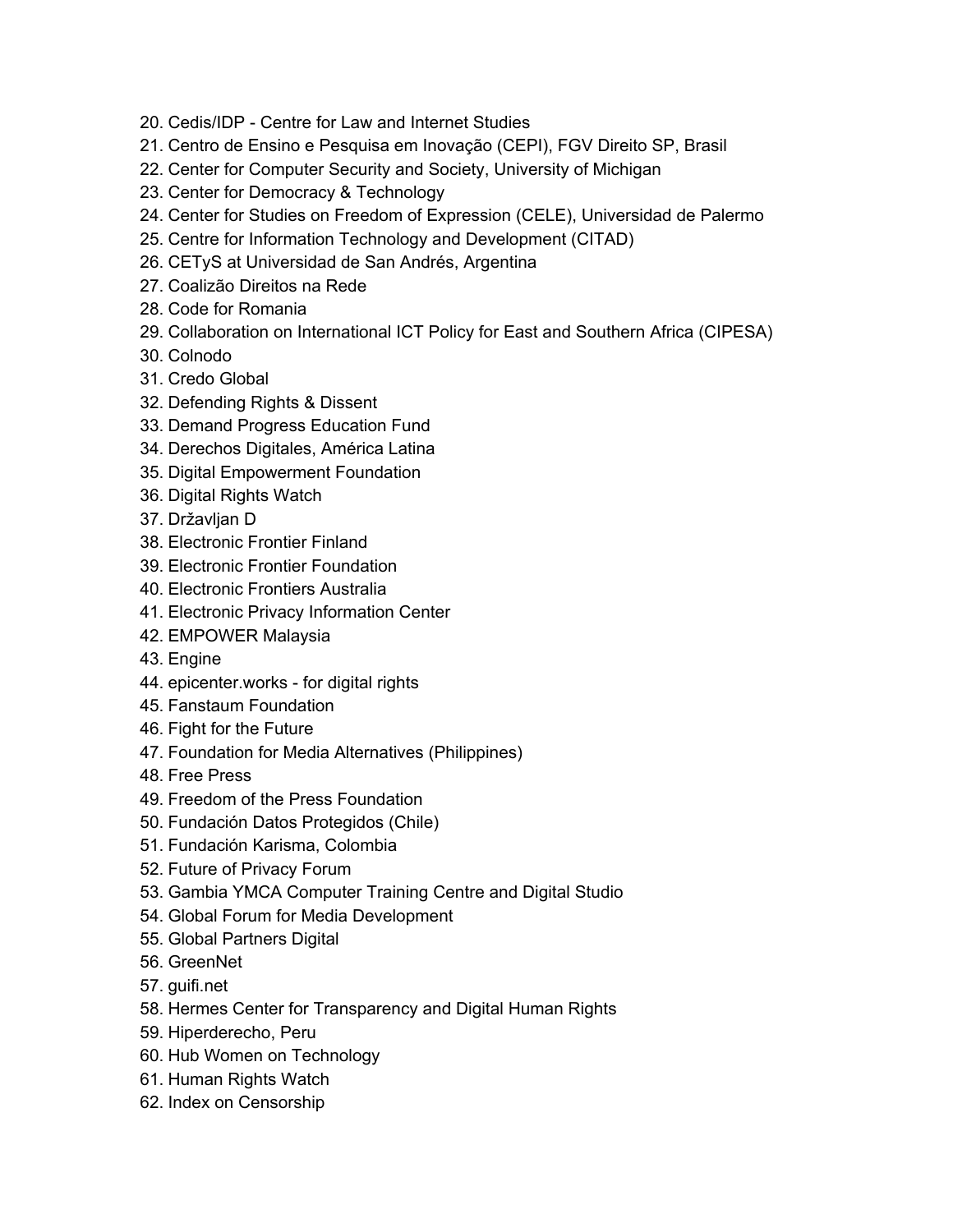20. Cedis/IDP - Centre for Law and Internet Studies
21. Centro de Ensino e Pesquisa em Inovação (CEPI), FGV Direito SP, Brasil
22. Center for Computer Security and Society, University of Michigan
23. Center for Democracy & Technology
24. Center for Studies on Freedom of Expression (CELE), Universidad de Palermo
25. Centre for Information Technology and Development (CITAD)
26. CETyS at Universidad de San Andrés, Argentina
27. Coalizão Direitos na Rede
28. Code for Romania
29. Collaboration on International ICT Policy for East and Southern Africa (CIPESA)
30. Colnodo
31. Credo Global
32. Defending Rights & Dissent
33. Demand Progress Education Fund
34. Derechos Digitales, América Latina
35. Digital Empowerment Foundation
36. Digital Rights Watch
37. Državljan D
38. Electronic Frontier Finland
39. Electronic Frontier Foundation
40. Electronic Frontiers Australia
41. Electronic Privacy Information Center
42. EMPOWER Malaysia
43. Engine
44. epicenter.works - for digital rights
45. Fanstaum Foundation
46. Fight for the Future
47. Foundation for Media Alternatives (Philippines)
48. Free Press
49. Freedom of the Press Foundation
50. Fundación Datos Protegidos (Chile)
51. Fundación Karisma, Colombia
52. Future of Privacy Forum
53. Gambia YMCA Computer Training Centre and Digital Studio
54. Global Forum for Media Development
55. Global Partners Digital
56. GreenNet
57. guifi.net
58. Hermes Center for Transparency and Digital Human Rights
59. Hiperderecho, Peru
60. Hub Women on Technology
61. Human Rights Watch
62. Index on Censorship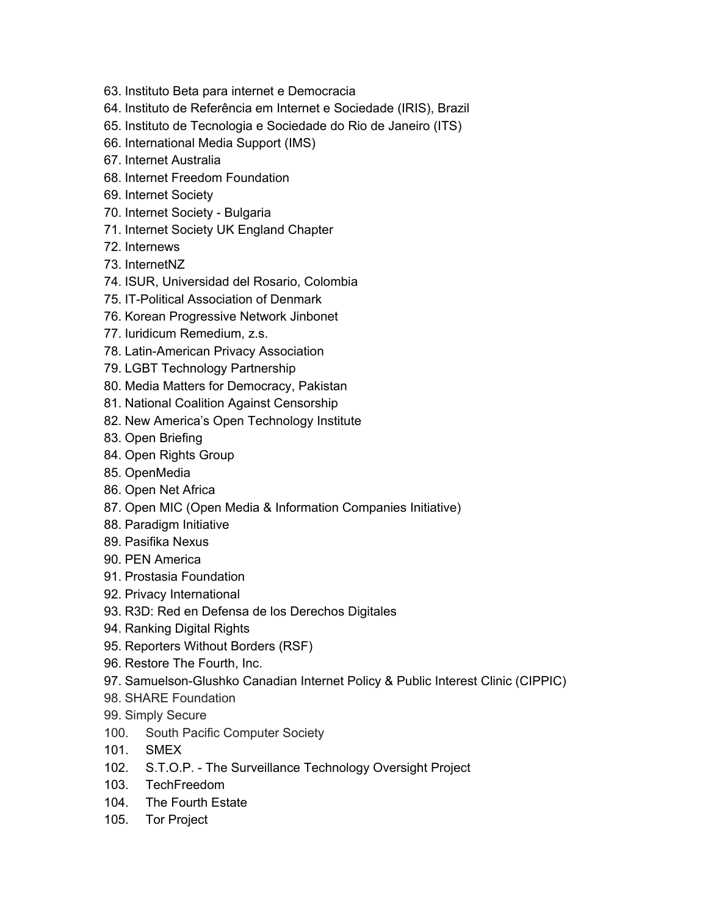63. Instituto Beta para internet e Democracia
64. Instituto de Referência em Internet e Sociedade (IRIS), Brazil
65. Instituto de Tecnologia e Sociedade do Rio de Janeiro (ITS)
66. International Media Support (IMS)
67. Internet Australia
68. Internet Freedom Foundation
69. Internet Society
70. Internet Society - Bulgaria
71. Internet Society UK England Chapter
72. Internews
73. InternetNZ
74. ISUR, Universidad del Rosario, Colombia
75. IT-Political Association of Denmark
76. Korean Progressive Network Jinbonet
77. Iuridicum Remedium, z.s.
78. Latin-American Privacy Association
79. LGBT Technology Partnership
80. Media Matters for Democracy, Pakistan
81. National Coalition Against Censorship
82. New America's Open Technology Institute
83. Open Briefing
84. Open Rights Group
85. OpenMedia
86. Open Net Africa
87. Open MIC (Open Media & Information Companies Initiative)
88. Paradigm Initiative
89. Pasifika Nexus
90. PEN America
91. Prostasia Foundation
92. Privacy International
93. R3D: Red en Defensa de los Derechos Digitales
94. Ranking Digital Rights
95. Reporters Without Borders (RSF)
96. Restore The Fourth, Inc.
97. Samuelson-Glushko Canadian Internet Policy & Public Interest Clinic (CIPPIC)
98. SHARE Foundation
99. Simply Secure
100. South Pacific Computer Society
101. SMEX
102. S.T.O.P. - The Surveillance Technology Oversight Project
103. TechFreedom
104. The Fourth Estate
105. Tor Project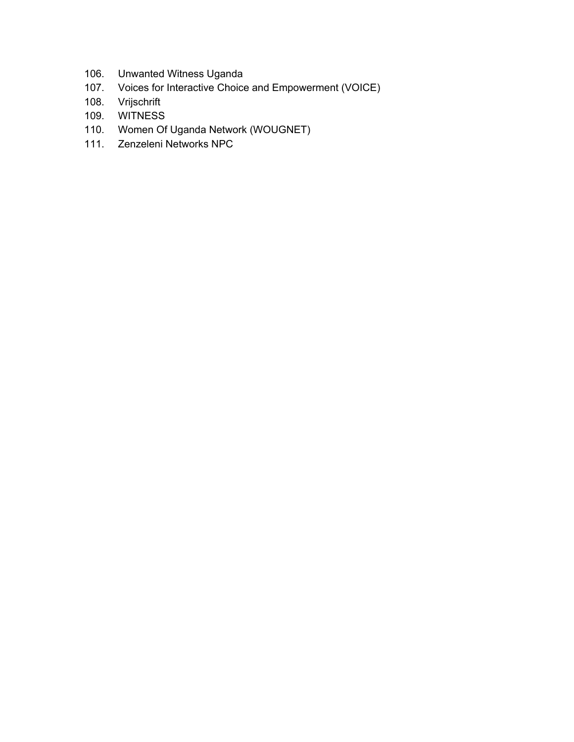106. Unwanted Witness Uganda
107. Voices for Interactive Choice and Empowerment (VOICE)
108. Vrijschrift
109. WITNESS
110. Women Of Uganda Network (WOUGNET)
111. Zenzeleni Networks NPC